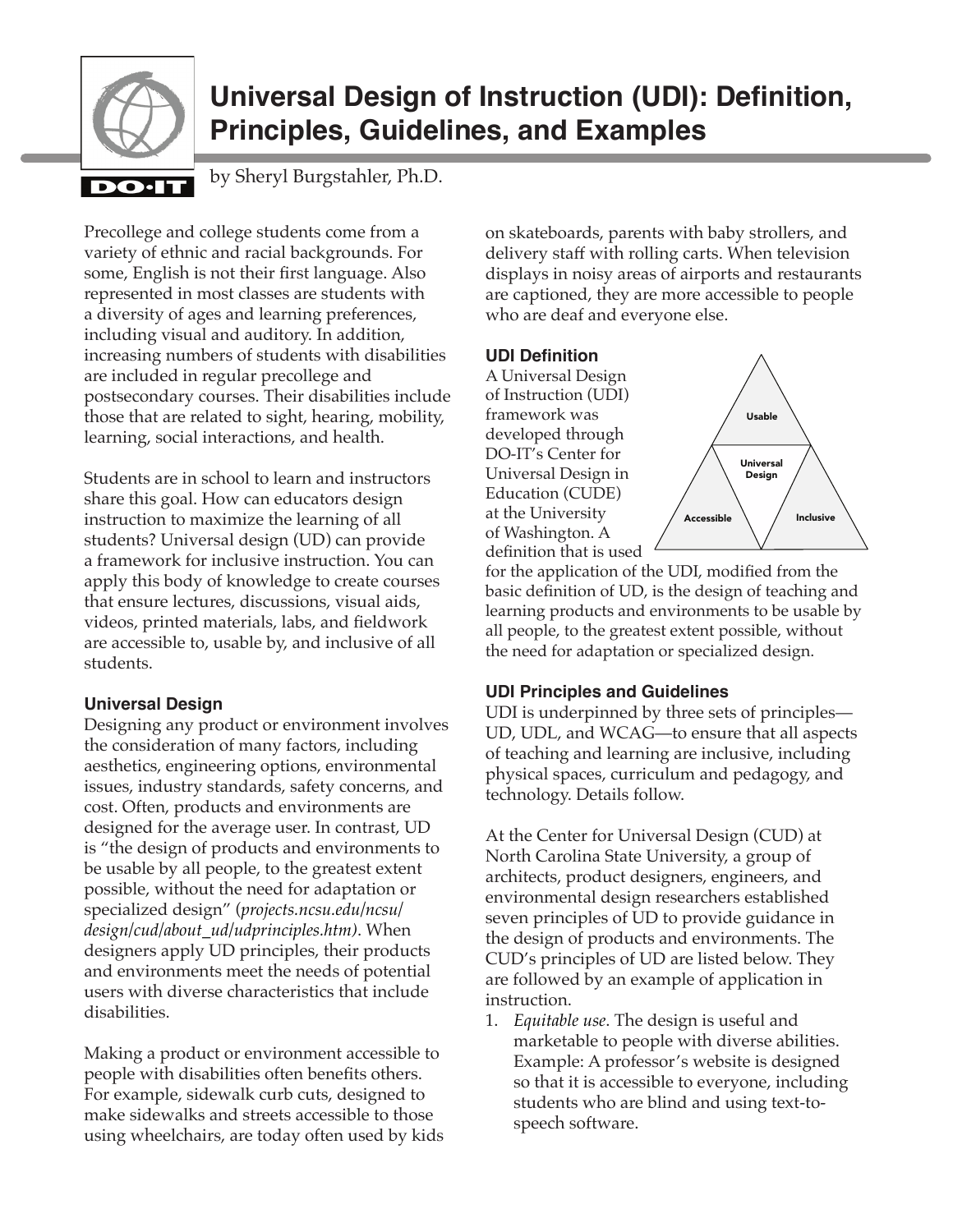# Universal Design of Instruction (UDI): Definition, Principles, Guidelines, and Examples

by Sheryl Burgstahler, Ph.D.

Precollege and college students come from a variety of ethnic and racial backgrounds. For some, English is not their first language. Also represented in most classes are students with a diversity of ages and learning preferences, including visual and auditory. In addition, increasing numbers of students with disabilities are included in regular precollege and postsecondary courses. Their disabilities include those that are related to sight, hearing, mobility, learning, social interactions, and health.

Students are in school to learn and instructors share this goal. How can educators design instruction to maximize the learning of all students? Universal design (UD) can provide a framework for inclusive instruction. You can apply this body of knowledge to create courses that ensure lectures, discussions, visual aids, videos, printed materials, labs, and fieldwork are accessible to, usable by, and inclusive of all students.

### Universal Design

Designing any product or environment involves the consideration of many factors, including aesthetics, engineering options, environmental issues, industry standards, safety concerns, and cost. Often, products and environments are designed for the average user. In contrast, UD is "the design of products and environments to be usable by all people, to the greatest extent possible, without the need for adaptation or specialized design" (*projects.ncsu.edu/ncsu/design/cud/about_ud/udprinciples.htm)*. When designers apply UD principles, their products and environments meet the needs of potential users with diverse characteristics that include disabilities.

Making a product or environment accessible to people with disabilities often benefits others. For example, sidewalk curb cuts, designed to make sidewalks and streets accessible to those using wheelchairs, are today often used by kids on skateboards, parents with baby strollers, and delivery staff with rolling carts. When television displays in noisy areas of airports and restaurants are captioned, they are more accessible to people who are deaf and everyone else.

### UDI Definition

A Universal Design of Instruction (UDI) framework was developed through DO-IT's Center for Universal Design in Education (CUDE) at the University of Washington. A definition that is used for the application of the UDI, modified from the basic definition of UD, is the design of teaching and learning products and environments to be usable by all people, to the greatest extent possible, without the need for adaptation or specialized design.

Usable | Universal Design | Accessible | Inclusive

### UDI Principles and Guidelines

UDI is underpinned by three sets of principles—UD, UDL, and WCAG—to ensure that all aspects of teaching and learning are inclusive, including physical spaces, curriculum and pedagogy, and technology. Details follow.

At the Center for Universal Design (CUD) at North Carolina State University, a group of architects, product designers, engineers, and environmental design researchers established seven principles of UD to provide guidance in the design of products and environments. The CUD's principles of UD are listed below. They are followed by an example of application in instruction.

1. *Equitable use*. The design is useful and marketable to people with diverse abilities. Example: A professor's website is designed so that it is accessible to everyone, including students who are blind and using text-to-speech software.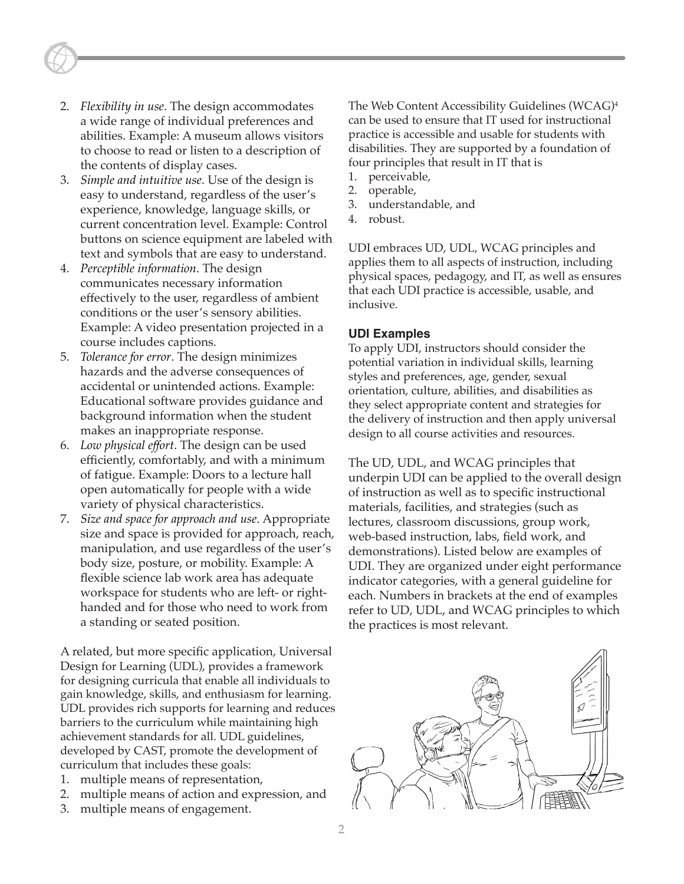2. *Flexibility in use*. The design accommodates a wide range of individual preferences and abilities. Example: A museum allows visitors to choose to read or listen to a description of the contents of display cases.
3. *Simple and intuitive use*. Use of the design is easy to understand, regardless of the user's experience, knowledge, language skills, or current concentration level. Example: Control buttons on science equipment are labeled with text and symbols that are easy to understand.
4. *Perceptible information*. The design communicates necessary information effectively to the user, regardless of ambient conditions or the user's sensory abilities. Example: A video presentation projected in a course includes captions.
5. *Tolerance for error*. The design minimizes hazards and the adverse consequences of accidental or unintended actions. Example: Educational software provides guidance and background information when the student makes an inappropriate response.
6. *Low physical effort*. The design can be used efficiently, comfortably, and with a minimum of fatigue. Example: Doors to a lecture hall open automatically for people with a wide variety of physical characteristics.
7. *Size and space for approach and use*. Appropriate size and space is provided for approach, reach, manipulation, and use regardless of the user's body size, posture, or mobility. Example: A flexible science lab work area has adequate workspace for students who are left- or right-handed and for those who need to work from a standing or seated position.

A related, but more specific application, Universal Design for Learning (UDL), provides a framework for designing curricula that enable all individuals to gain knowledge, skills, and enthusiasm for learning. UDL provides rich supports for learning and reduces barriers to the curriculum while maintaining high achievement standards for all. UDL guidelines, developed by CAST, promote the development of curriculum that includes these goals:

1. multiple means of representation,
2. multiple means of action and expression, and
3. multiple means of engagement.

The Web Content Accessibility Guidelines (WCAG)[4] can be used to ensure that IT used for instructional practice is accessible and usable for students with disabilities. They are supported by a foundation of four principles that result in IT that is

1. perceivable,
2. operable,
3. understandable, and
4. robust.

UDI embraces UD, UDL, WCAG principles and applies them to all aspects of instruction, including physical spaces, pedagogy, and IT, as well as ensures that each UDI practice is accessible, usable, and inclusive.

### UDI Examples

To apply UDI, instructors should consider the potential variation in individual skills, learning styles and preferences, age, gender, sexual orientation, culture, abilities, and disabilities as they select appropriate content and strategies for the delivery of instruction and then apply universal design to all course activities and resources.

The UD, UDL, and WCAG principles that underpin UDI can be applied to the overall design of instruction as well as to specific instructional materials, facilities, and strategies (such as lectures, classroom discussions, group work, web-based instruction, labs, field work, and demonstrations). Listed below are examples of UDI. They are organized under eight performance indicator categories, with a general guideline for each. Numbers in brackets at the end of examples refer to UD, UDL, and WCAG principles to which the practices is most relevant.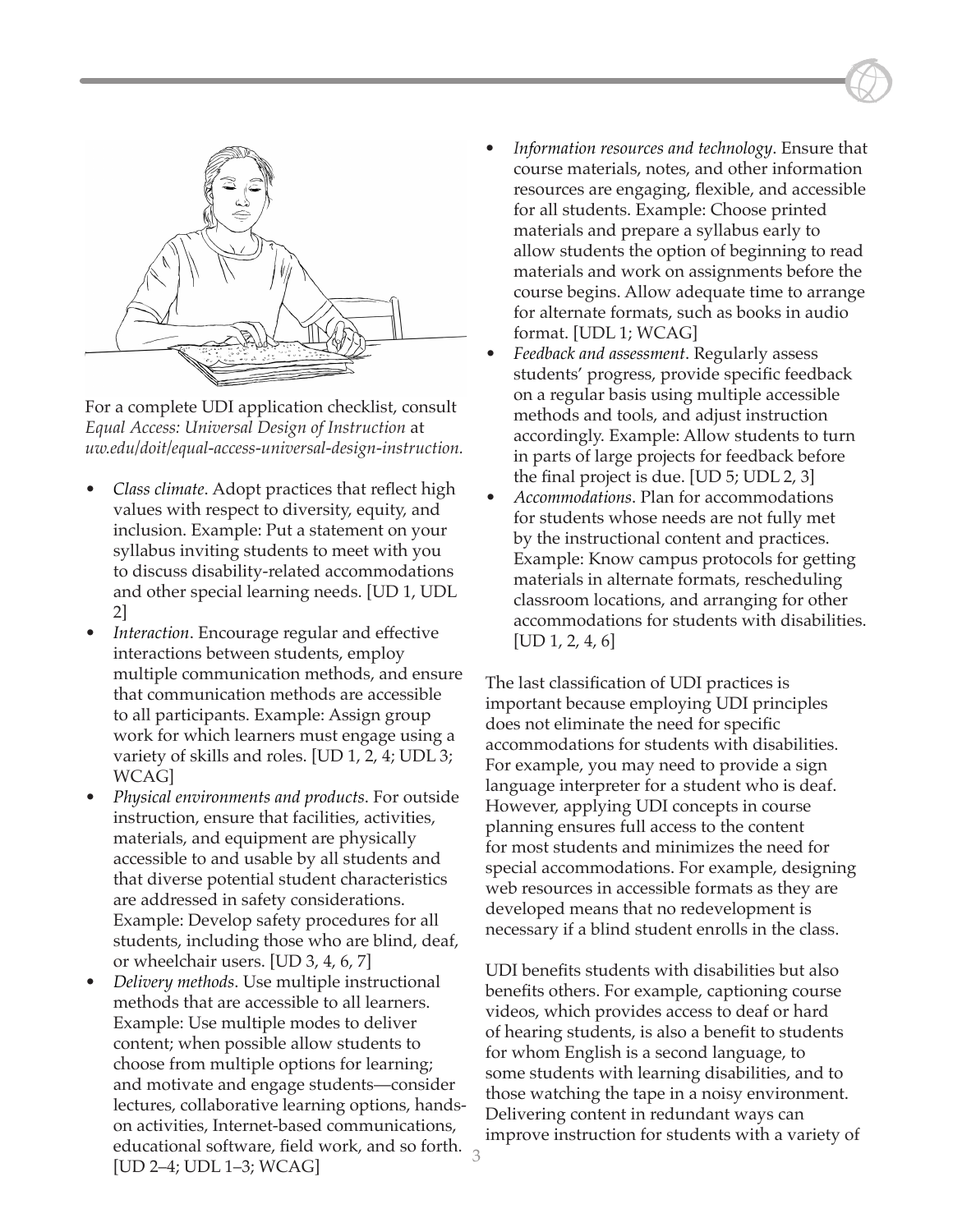For a complete UDI application checklist, consult *Equal Access: Universal Design of Instruction* at *uw.edu/doit/equal-access-universal-design-instruction.*

- *Class climate*. Adopt practices that reflect high values with respect to diversity, equity, and inclusion. Example: Put a statement on your syllabus inviting students to meet with you to discuss disability-related accommodations and other special learning needs. [UD 1, UDL 2]
- *Interaction*. Encourage regular and effective interactions between students, employ multiple communication methods, and ensure that communication methods are accessible to all participants. Example: Assign group work for which learners must engage using a variety of skills and roles. [UD 1, 2, 4; UDL 3; WCAG]
- *Physical environments and products*. For outside instruction, ensure that facilities, activities, materials, and equipment are physically accessible to and usable by all students and that diverse potential student characteristics are addressed in safety considerations. Example: Develop safety procedures for all students, including those who are blind, deaf, or wheelchair users. [UD 3, 4, 6, 7]
- *Delivery methods*. Use multiple instructional methods that are accessible to all learners. Example: Use multiple modes to deliver content; when possible allow students to choose from multiple options for learning; and motivate and engage students—consider lectures, collaborative learning options, hands-on activities, Internet-based communications, educational software, field work, and so forth. [UD 2–4; UDL 1–3; WCAG]
- *Information resources and technology*. Ensure that course materials, notes, and other information resources are engaging, flexible, and accessible for all students. Example: Choose printed materials and prepare a syllabus early to allow students the option of beginning to read materials and work on assignments before the course begins. Allow adequate time to arrange for alternate formats, such as books in audio format. [UDL 1; WCAG]
- *Feedback and assessment*. Regularly assess students' progress, provide specific feedback on a regular basis using multiple accessible methods and tools, and adjust instruction accordingly. Example: Allow students to turn in parts of large projects for feedback before the final project is due. [UD 5; UDL 2, 3]
- *Accommodations*. Plan for accommodations for students whose needs are not fully met by the instructional content and practices. Example: Know campus protocols for getting materials in alternate formats, rescheduling classroom locations, and arranging for other accommodations for students with disabilities. [UD 1, 2, 4, 6]

The last classification of UDI practices is important because employing UDI principles does not eliminate the need for specific accommodations for students with disabilities. For example, you may need to provide a sign language interpreter for a student who is deaf. However, applying UDI concepts in course planning ensures full access to the content for most students and minimizes the need for special accommodations. For example, designing web resources in accessible formats as they are developed means that no redevelopment is necessary if a blind student enrolls in the class.

UDI benefits students with disabilities but also benefits others. For example, captioning course videos, which provides access to deaf or hard of hearing students, is also a benefit to students for whom English is a second language, to some students with learning disabilities, and to those watching the tape in a noisy environment. Delivering content in redundant ways can improve instruction for students with a variety of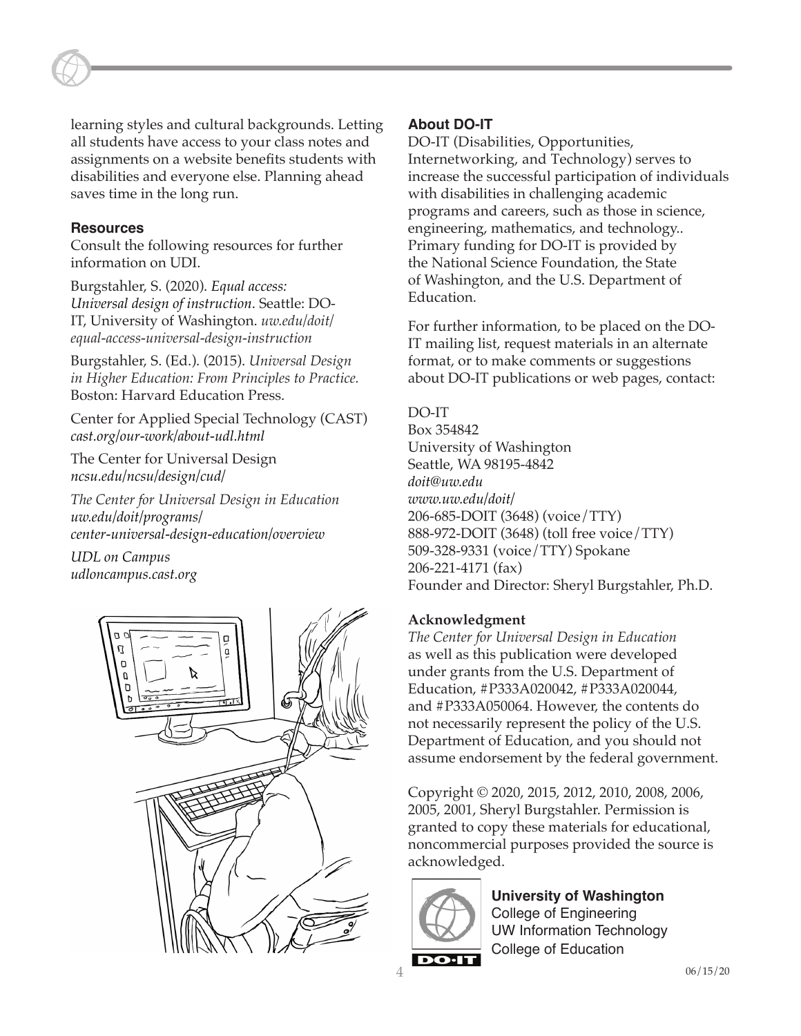learning styles and cultural backgrounds. Letting all students have access to your class notes and assignments on a website benefits students with disabilities and everyone else. Planning ahead saves time in the long run.

## Resources

Consult the following resources for further information on UDI.

Burgstahler, S. (2020). *Equal access: Universal design of instruction*. Seattle: DO-IT, University of Washington. *uw.edu/doit/equal-access-universal-design-instruction*

Burgstahler, S. (Ed.). (2015). *Universal Design in Higher Education: From Principles to Practice.* Boston: Harvard Education Press.

Center for Applied Special Technology (CAST) *cast.org/our-work/about-udl.html*

The Center for Universal Design *ncsu.edu/ncsu/design/cud/*

*The Center for Universal Design in Education uw.edu/doit/programs/center-universal-design-education/overview*

*UDL on Campus udloncampus.cast.org*

## About DO-IT

DO-IT (Disabilities, Opportunities, Internetworking, and Technology) serves to increase the successful participation of individuals with disabilities in challenging academic programs and careers, such as those in science, engineering, mathematics, and technology.. Primary funding for DO-IT is provided by the National Science Foundation, the State of Washington, and the U.S. Department of Education.

For further information, to be placed on the DO-IT mailing list, request materials in an alternate format, or to make comments or suggestions about DO-IT publications or web pages, contact:

DO-IT
Box 354842
University of Washington
Seattle, WA 98195-4842
*doit@uw.edu*
*www.uw.edu/doit/*
206-685-DOIT (3648) (voice/TTY)
888-972-DOIT (3648) (toll free voice/TTY)
509-328-9331 (voice/TTY) Spokane
206-221-4171 (fax)
Founder and Director: Sheryl Burgstahler, Ph.D.

**Acknowledgment**

*The Center for Universal Design in Education* as well as this publication were developed under grants from the U.S. Department of Education, #P333A020042, #P333A020044, and #P333A050064. However, the contents do not necessarily represent the policy of the U.S. Department of Education, and you should not assume endorsement by the federal government.

Copyright © 2020, 2015, 2012, 2010, 2008, 2006, 2005, 2001, Sheryl Burgstahler. Permission is granted to copy these materials for educational, noncommercial purposes provided the source is acknowledged.

**University of Washington**
College of Engineering
UW Information Technology
College of Education

06/15/20